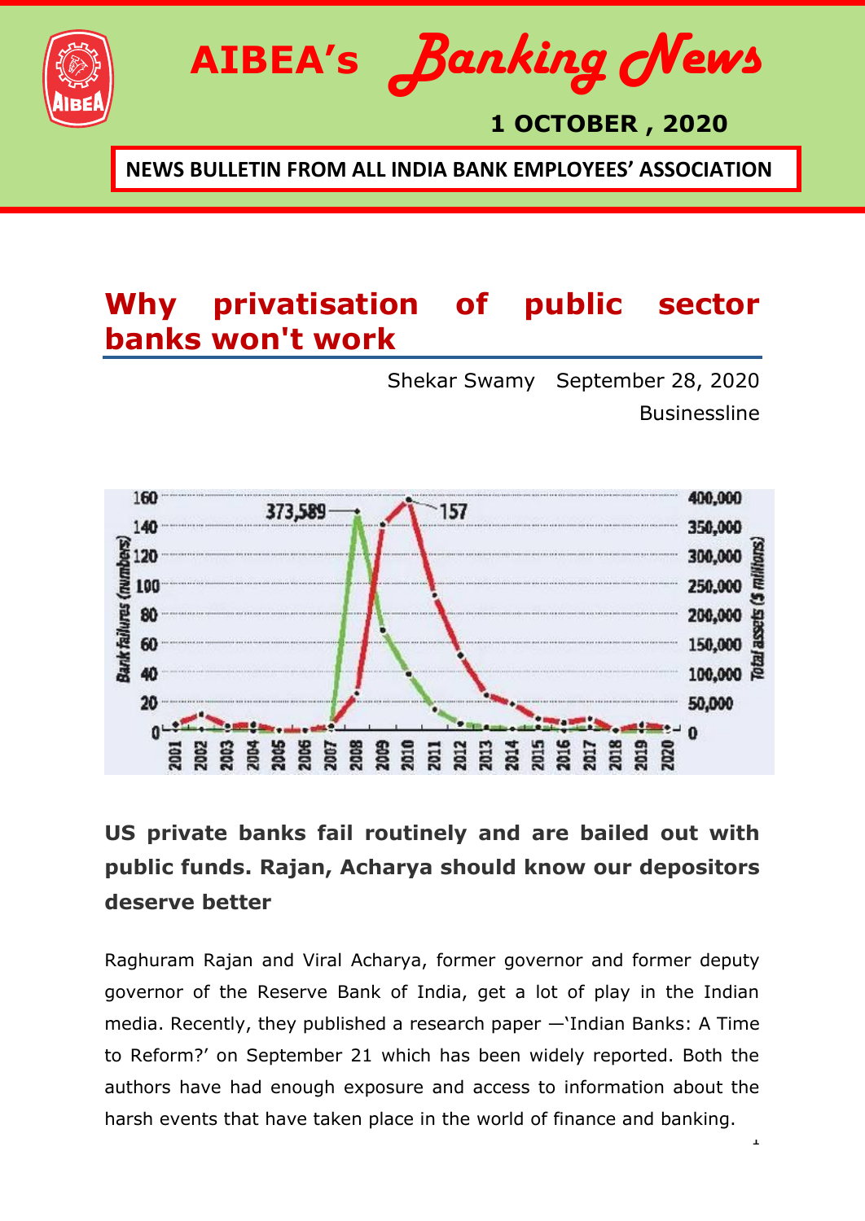# AIBEA's Banking News

**1 OCTOBER , 2020**

**NEWS BULLETIN FROM ALL INDIA BANK EMPLOYEES' ASSOCIATION**

## Why privatisation of public sector banks won't work

Shekar Swamy September 28, 2020

Businessline

### US private banks fail routinely and are bailed out with public funds. Rajan, Acharya should know our depositors deserve better

Raghuram Rajan and Viral Acharya, former governor and former deputy governor of the Reserve Bank of India, get a lot of play in the Indian media. Recently, they published a research paper —'Indian Banks: A Time to Reform?' on September 21 which has been widely reported. Both the authors have had enough exposure and access to information about the harsh events that have taken place in the world of finance and banking.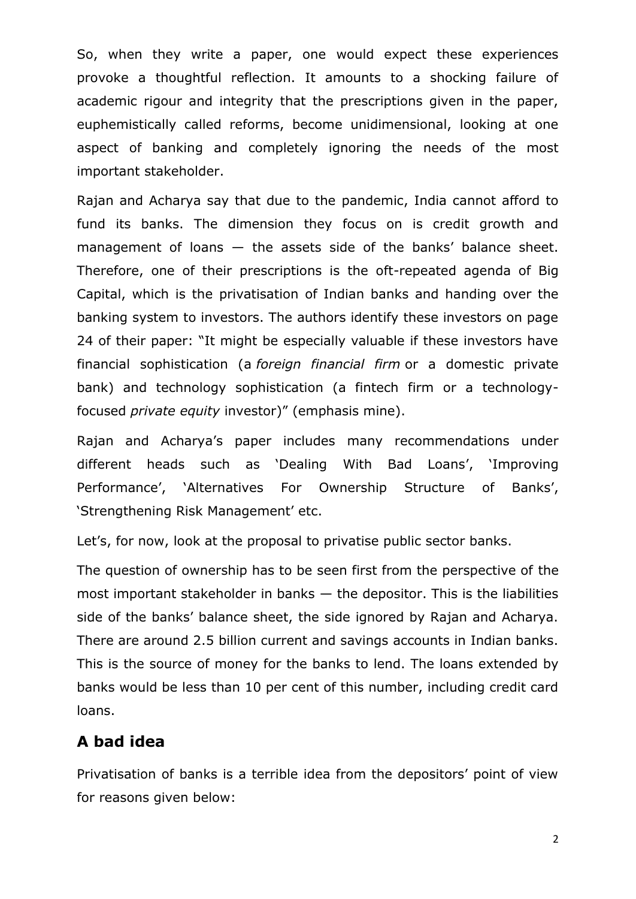So, when they write a paper, one would expect these experiences provoke a thoughtful reflection. It amounts to a shocking failure of academic rigour and integrity that the prescriptions given in the paper, euphemistically called reforms, become unidimensional, looking at one aspect of banking and completely ignoring the needs of the most important stakeholder.

Rajan and Acharya say that due to the pandemic, India cannot afford to fund its banks. The dimension they focus on is credit growth and management of loans — the assets side of the banks' balance sheet. Therefore, one of their prescriptions is the oft-repeated agenda of Big Capital, which is the privatisation of Indian banks and handing over the banking system to investors. The authors identify these investors on page 24 of their paper: "It might be especially valuable if these investors have financial sophistication (a *foreign financial firm* or a domestic private bank) and technology sophistication (a fintech firm or a technology-focused *private equity* investor)" (emphasis mine).

Rajan and Acharya's paper includes many recommendations under different heads such as 'Dealing With Bad Loans', 'Improving Performance', 'Alternatives For Ownership Structure of Banks', 'Strengthening Risk Management' etc.

Let's, for now, look at the proposal to privatise public sector banks.

The question of ownership has to be seen first from the perspective of the most important stakeholder in banks — the depositor. This is the liabilities side of the banks' balance sheet, the side ignored by Rajan and Acharya. There are around 2.5 billion current and savings accounts in Indian banks. This is the source of money for the banks to lend. The loans extended by banks would be less than 10 per cent of this number, including credit card loans.

## A bad idea

Privatisation of banks is a terrible idea from the depositors' point of view for reasons given below: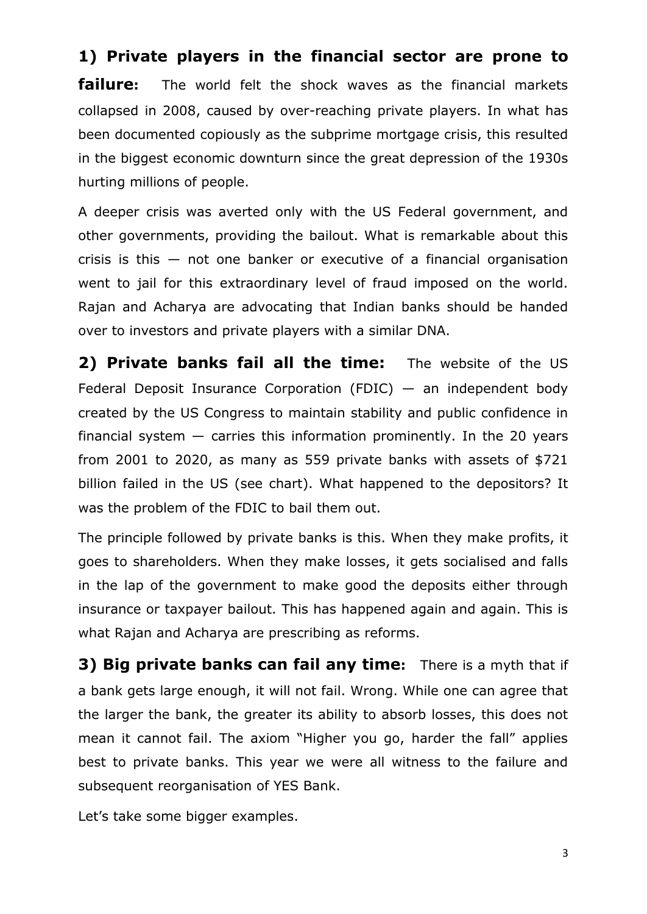**1) Private players in the financial sector are prone to failure:** The world felt the shock waves as the financial markets collapsed in 2008, caused by over-reaching private players. In what has been documented copiously as the subprime mortgage crisis, this resulted in the biggest economic downturn since the great depression of the 1930s hurting millions of people.

A deeper crisis was averted only with the US Federal government, and other governments, providing the bailout. What is remarkable about this crisis is this — not one banker or executive of a financial organisation went to jail for this extraordinary level of fraud imposed on the world. Rajan and Acharya are advocating that Indian banks should be handed over to investors and private players with a similar DNA.

**2) Private banks fail all the time:** The website of the US Federal Deposit Insurance Corporation (FDIC) — an independent body created by the US Congress to maintain stability and public confidence in financial system — carries this information prominently. In the 20 years from 2001 to 2020, as many as 559 private banks with assets of $721 billion failed in the US (see chart). What happened to the depositors? It was the problem of the FDIC to bail them out.

The principle followed by private banks is this. When they make profits, it goes to shareholders. When they make losses, it gets socialised and falls in the lap of the government to make good the deposits either through insurance or taxpayer bailout. This has happened again and again. This is what Rajan and Acharya are prescribing as reforms.

**3) Big private banks can fail any time:** There is a myth that if a bank gets large enough, it will not fail. Wrong. While one can agree that the larger the bank, the greater its ability to absorb losses, this does not mean it cannot fail. The axiom "Higher you go, harder the fall" applies best to private banks. This year we were all witness to the failure and subsequent reorganisation of YES Bank.

Let's take some bigger examples.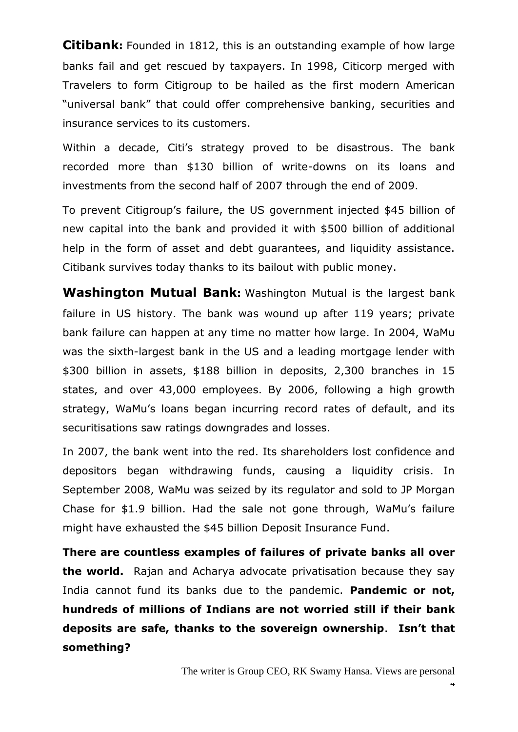**Citibank:** Founded in 1812, this is an outstanding example of how large banks fail and get rescued by taxpayers. In 1998, Citicorp merged with Travelers to form Citigroup to be hailed as the first modern American "universal bank" that could offer comprehensive banking, securities and insurance services to its customers.

Within a decade, Citi's strategy proved to be disastrous. The bank recorded more than $130 billion of write-downs on its loans and investments from the second half of 2007 through the end of 2009.

To prevent Citigroup's failure, the US government injected $45 billion of new capital into the bank and provided it with $500 billion of additional help in the form of asset and debt guarantees, and liquidity assistance. Citibank survives today thanks to its bailout with public money.

**Washington Mutual Bank:** Washington Mutual is the largest bank failure in US history. The bank was wound up after 119 years; private bank failure can happen at any time no matter how large. In 2004, WaMu was the sixth-largest bank in the US and a leading mortgage lender with $300 billion in assets, $188 billion in deposits, 2,300 branches in 15 states, and over 43,000 employees. By 2006, following a high growth strategy, WaMu's loans began incurring record rates of default, and its securitisations saw ratings downgrades and losses.

In 2007, the bank went into the red. Its shareholders lost confidence and depositors began withdrawing funds, causing a liquidity crisis. In September 2008, WaMu was seized by its regulator and sold to JP Morgan Chase for $1.9 billion. Had the sale not gone through, WaMu's failure might have exhausted the $45 billion Deposit Insurance Fund.

**There are countless examples of failures of private banks all over the world.** Rajan and Acharya advocate privatisation because they say India cannot fund its banks due to the pandemic. **Pandemic or not, hundreds of millions of Indians are not worried still if their bank deposits are safe, thanks to the sovereign ownership**. **Isn't that something?**

The writer is Group CEO, RK Swamy Hansa. Views are personal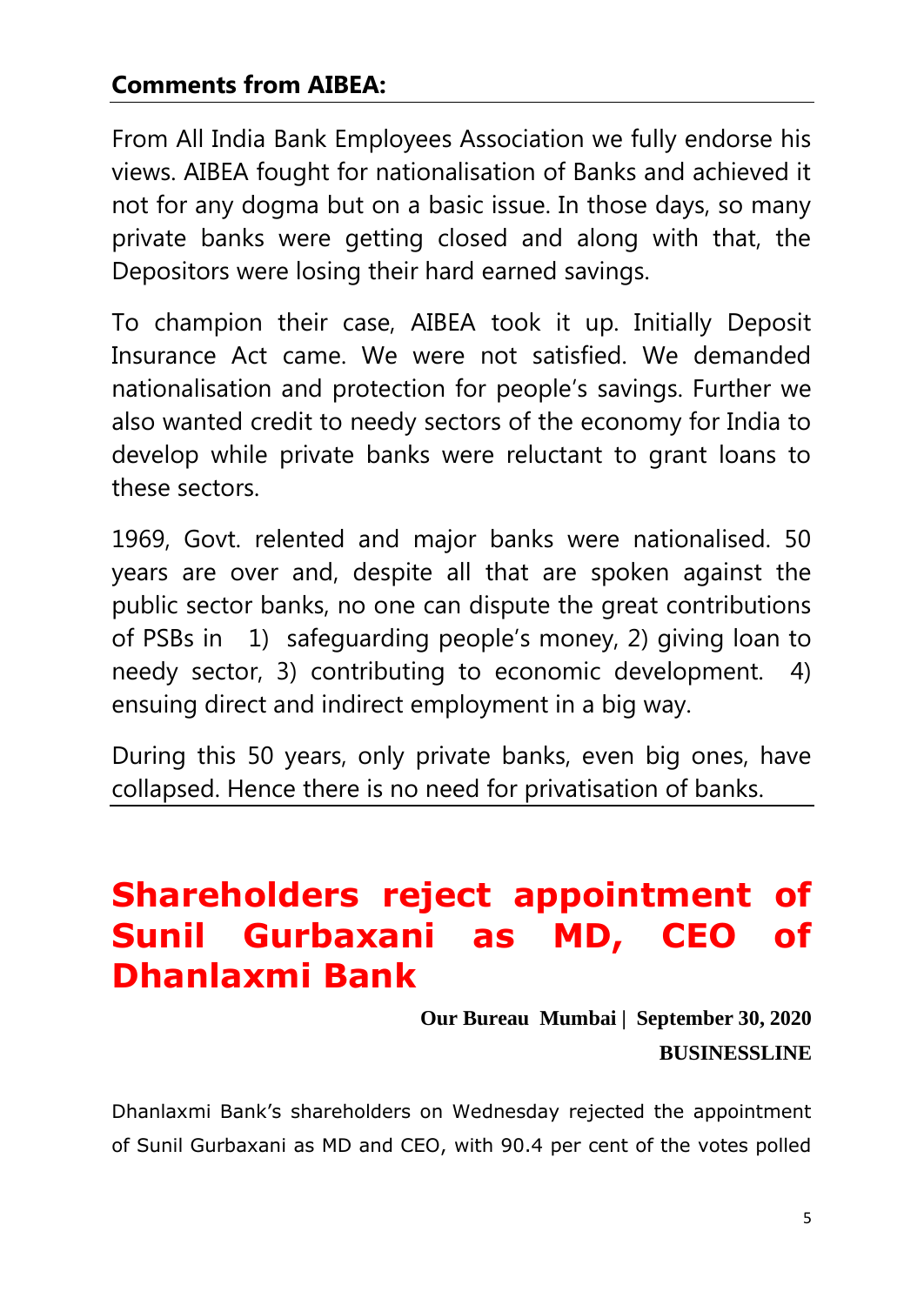**Comments from AIBEA:**

From All India Bank Employees Association we fully endorse his views. AIBEA fought for nationalisation of Banks and achieved it not for any dogma but on a basic issue. In those days, so many private banks were getting closed and along with that, the Depositors were losing their hard earned savings.

To champion their case, AIBEA took it up. Initially Deposit Insurance Act came. We were not satisfied. We demanded nationalisation and protection for people's savings. Further we also wanted credit to needy sectors of the economy for India to develop while private banks were reluctant to grant loans to these sectors.

1969, Govt. relented and major banks were nationalised. 50 years are over and, despite all that are spoken against the public sector banks, no one can dispute the great contributions of PSBs in 1) safeguarding people's money, 2) giving loan to needy sector, 3) contributing to economic development. 4) ensuing direct and indirect employment in a big way.

During this 50 years, only private banks, even big ones, have collapsed. Hence there is no need for privatisation of banks.

# Shareholders reject appointment of Sunil Gurbaxani as MD, CEO of Dhanlaxmi Bank

**Our Bureau Mumbai | September 30, 2020**

**BUSINESSLINE**

Dhanlaxmi Bank's shareholders on Wednesday rejected the appointment of Sunil Gurbaxani as MD and CEO, with 90.4 per cent of the votes polled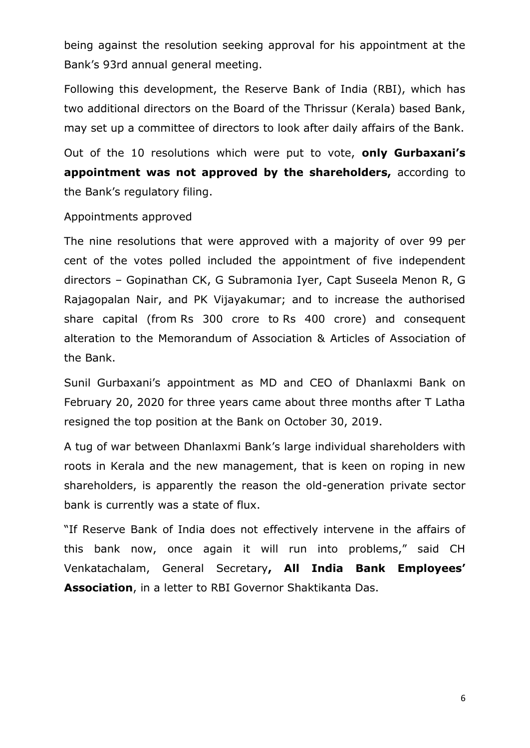being against the resolution seeking approval for his appointment at the Bank's 93rd annual general meeting.

Following this development, the Reserve Bank of India (RBI), which has two additional directors on the Board of the Thrissur (Kerala) based Bank, may set up a committee of directors to look after daily affairs of the Bank.

Out of the 10 resolutions which were put to vote, **only Gurbaxani's appointment was not approved by the shareholders,** according to the Bank's regulatory filing.

Appointments approved

The nine resolutions that were approved with a majority of over 99 per cent of the votes polled included the appointment of five independent directors – Gopinathan CK, G Subramonia Iyer, Capt Suseela Menon R, G Rajagopalan Nair, and PK Vijayakumar; and to increase the authorised share capital (from Rs 300 crore to Rs 400 crore) and consequent alteration to the Memorandum of Association & Articles of Association of the Bank.

Sunil Gurbaxani's appointment as MD and CEO of Dhanlaxmi Bank on February 20, 2020 for three years came about three months after T Latha resigned the top position at the Bank on October 30, 2019.

A tug of war between Dhanlaxmi Bank's large individual shareholders with roots in Kerala and the new management, that is keen on roping in new shareholders, is apparently the reason the old-generation private sector bank is currently was a state of flux.

"If Reserve Bank of India does not effectively intervene in the affairs of this bank now, once again it will run into problems," said CH Venkatachalam, General Secretary**, All India Bank Employees' Association**, in a letter to RBI Governor Shaktikanta Das.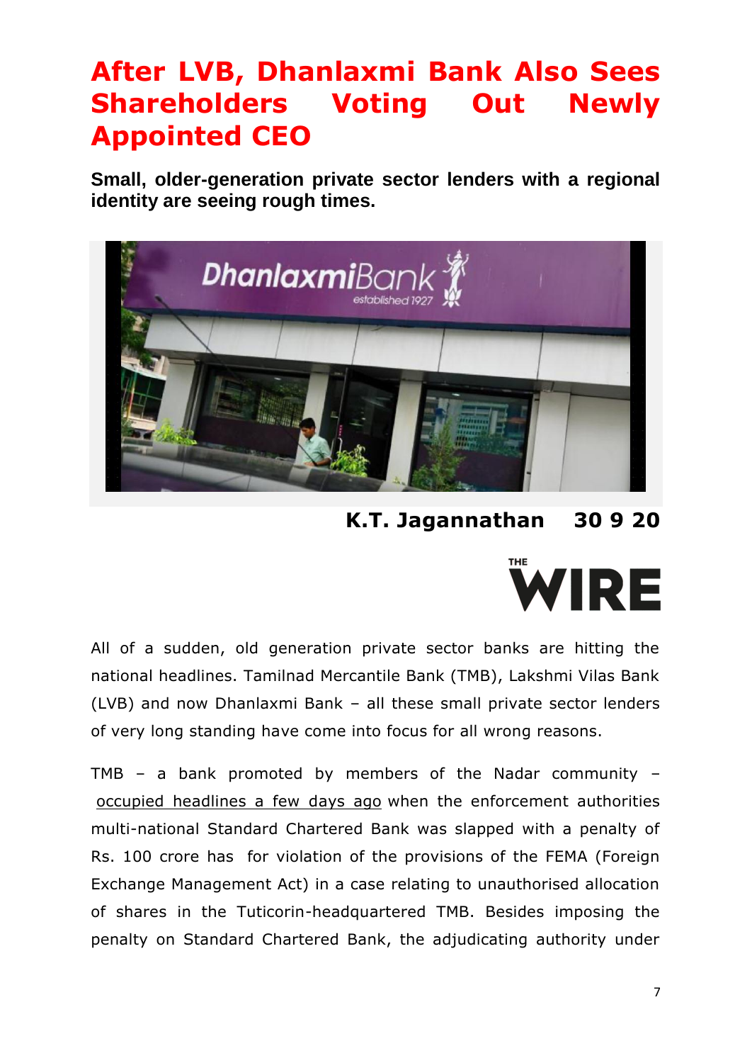# After LVB, Dhanlaxmi Bank Also Sees Shareholders Voting Out Newly Appointed CEO

**Small, older-generation private sector lenders with a regional identity are seeing rough times.**

**K.T. Jagannathan 30 9 20**

All of a sudden, old generation private sector banks are hitting the national headlines. Tamilnad Mercantile Bank (TMB), Lakshmi Vilas Bank (LVB) and now Dhanlaxmi Bank – all these small private sector lenders of very long standing have come into focus for all wrong reasons.

TMB – a bank promoted by members of the Nadar community – occupied headlines a few days ago when the enforcement authorities multi-national Standard Chartered Bank was slapped with a penalty of Rs. 100 crore has for violation of the provisions of the FEMA (Foreign Exchange Management Act) in a case relating to unauthorised allocation of shares in the Tuticorin-headquartered TMB. Besides imposing the penalty on Standard Chartered Bank, the adjudicating authority under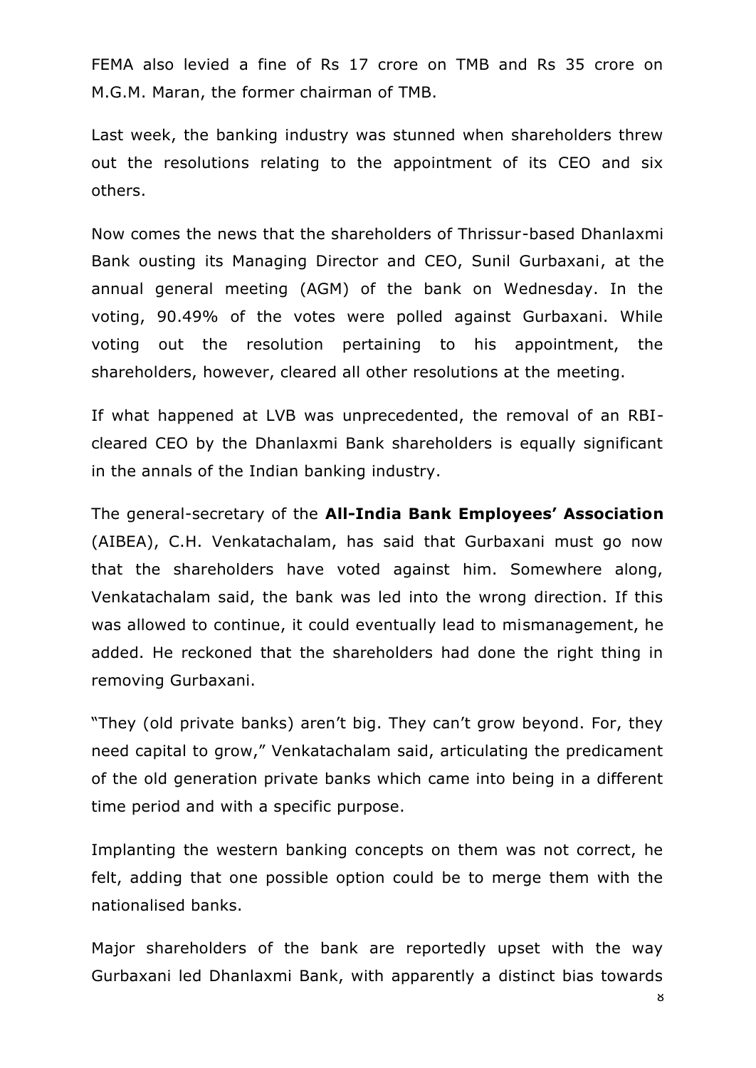FEMA also levied a fine of Rs 17 crore on TMB and Rs 35 crore on M.G.M. Maran, the former chairman of TMB.

Last week, the banking industry was stunned when shareholders threw out the resolutions relating to the appointment of its CEO and six others.

Now comes the news that the shareholders of Thrissur-based Dhanlaxmi Bank ousting its Managing Director and CEO, Sunil Gurbaxani, at the annual general meeting (AGM) of the bank on Wednesday. In the voting, 90.49% of the votes were polled against Gurbaxani. While voting out the resolution pertaining to his appointment, the shareholders, however, cleared all other resolutions at the meeting.

If what happened at LVB was unprecedented, the removal of an RBI-cleared CEO by the Dhanlaxmi Bank shareholders is equally significant in the annals of the Indian banking industry.

The general-secretary of the **All-India Bank Employees' Association** (AIBEA), C.H. Venkatachalam, has said that Gurbaxani must go now that the shareholders have voted against him. Somewhere along, Venkatachalam said, the bank was led into the wrong direction. If this was allowed to continue, it could eventually lead to mismanagement, he added. He reckoned that the shareholders had done the right thing in removing Gurbaxani.

"They (old private banks) aren't big. They can't grow beyond. For, they need capital to grow," Venkatachalam said, articulating the predicament of the old generation private banks which came into being in a different time period and with a specific purpose.

Implanting the western banking concepts on them was not correct, he felt, adding that one possible option could be to merge them with the nationalised banks.

Major shareholders of the bank are reportedly upset with the way Gurbaxani led Dhanlaxmi Bank, with apparently a distinct bias towards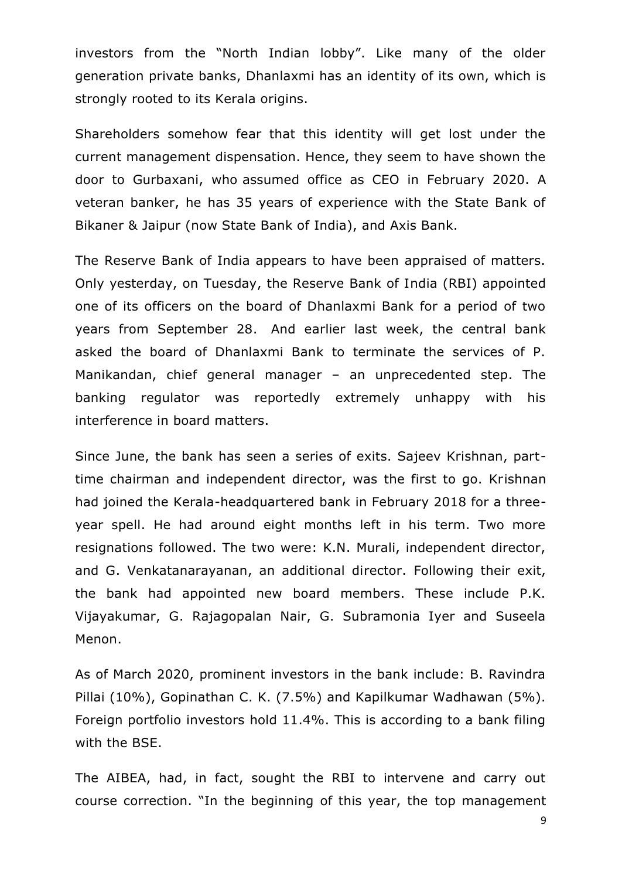investors from the "North Indian lobby". Like many of the older generation private banks, Dhanlaxmi has an identity of its own, which is strongly rooted to its Kerala origins.

Shareholders somehow fear that this identity will get lost under the current management dispensation. Hence, they seem to have shown the door to Gurbaxani, who assumed office as CEO in February 2020. A veteran banker, he has 35 years of experience with the State Bank of Bikaner & Jaipur (now State Bank of India), and Axis Bank.

The Reserve Bank of India appears to have been appraised of matters. Only yesterday, on Tuesday, the Reserve Bank of India (RBI) appointed one of its officers on the board of Dhanlaxmi Bank for a period of two years from September 28. And earlier last week, the central bank asked the board of Dhanlaxmi Bank to terminate the services of P. Manikandan, chief general manager – an unprecedented step. The banking regulator was reportedly extremely unhappy with his interference in board matters.

Since June, the bank has seen a series of exits. Sajeev Krishnan, part-time chairman and independent director, was the first to go. Krishnan had joined the Kerala-headquartered bank in February 2018 for a three-year spell. He had around eight months left in his term. Two more resignations followed. The two were: K.N. Murali, independent director, and G. Venkatanarayanan, an additional director. Following their exit, the bank had appointed new board members. These include P.K. Vijayakumar, G. Rajagopalan Nair, G. Subramonia Iyer and Suseela Menon.

As of March 2020, prominent investors in the bank include: B. Ravindra Pillai (10%), Gopinathan C. K. (7.5%) and Kapilkumar Wadhawan (5%). Foreign portfolio investors hold 11.4%. This is according to a bank filing with the BSE.

The AIBEA, had, in fact, sought the RBI to intervene and carry out course correction. "In the beginning of this year, the top management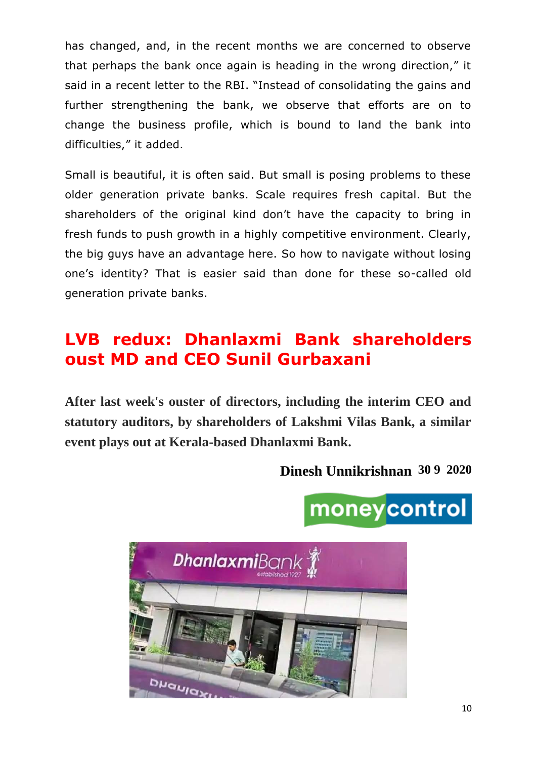has changed, and, in the recent months we are concerned to observe that perhaps the bank once again is heading in the wrong direction," it said in a recent letter to the RBI. "Instead of consolidating the gains and further strengthening the bank, we observe that efforts are on to change the business profile, which is bound to land the bank into difficulties," it added.

Small is beautiful, it is often said. But small is posing problems to these older generation private banks. Scale requires fresh capital. But the shareholders of the original kind don't have the capacity to bring in fresh funds to push growth in a highly competitive environment. Clearly, the big guys have an advantage here. So how to navigate without losing one's identity? That is easier said than done for these so-called old generation private banks.

## LVB redux: Dhanlaxmi Bank shareholders oust MD and CEO Sunil Gurbaxani

**After last week's ouster of directors, including the interim CEO and statutory auditors, by shareholders of Lakshmi Vilas Bank, a similar event plays out at Kerala-based Dhanlaxmi Bank.**

**Dinesh Unnikrishnan 30 9 2020**

moneycontrol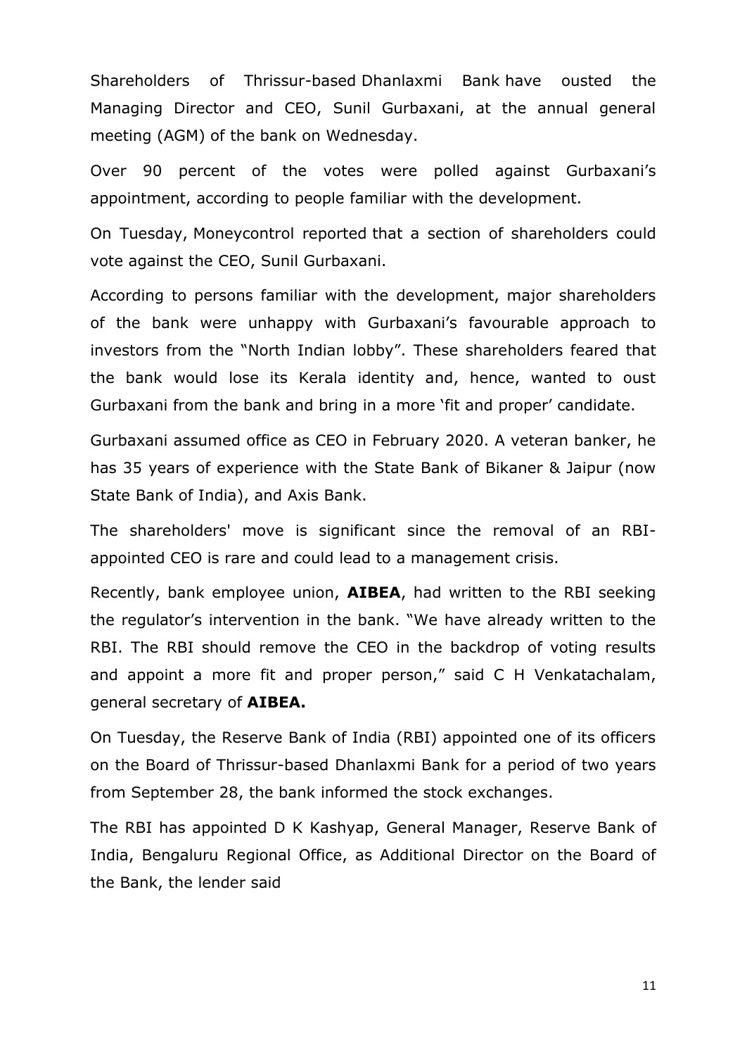Shareholders of Thrissur-based Dhanlaxmi Bank have ousted the Managing Director and CEO, Sunil Gurbaxani, at the annual general meeting (AGM) of the bank on Wednesday.

Over 90 percent of the votes were polled against Gurbaxani's appointment, according to people familiar with the development.

On Tuesday, Moneycontrol reported that a section of shareholders could vote against the CEO, Sunil Gurbaxani.

According to persons familiar with the development, major shareholders of the bank were unhappy with Gurbaxani's favourable approach to investors from the "North Indian lobby". These shareholders feared that the bank would lose its Kerala identity and, hence, wanted to oust Gurbaxani from the bank and bring in a more 'fit and proper' candidate.

Gurbaxani assumed office as CEO in February 2020. A veteran banker, he has 35 years of experience with the State Bank of Bikaner & Jaipur (now State Bank of India), and Axis Bank.

The shareholders' move is significant since the removal of an RBI-appointed CEO is rare and could lead to a management crisis.

Recently, bank employee union, **AIBEA**, had written to the RBI seeking the regulator's intervention in the bank. "We have already written to the RBI. The RBI should remove the CEO in the backdrop of voting results and appoint a more fit and proper person," said C H Venkatachalam, general secretary of **AIBEA.**

On Tuesday, the Reserve Bank of India (RBI) appointed one of its officers on the Board of Thrissur-based Dhanlaxmi Bank for a period of two years from September 28, the bank informed the stock exchanges.

The RBI has appointed D K Kashyap, General Manager, Reserve Bank of India, Bengaluru Regional Office, as Additional Director on the Board of the Bank, the lender said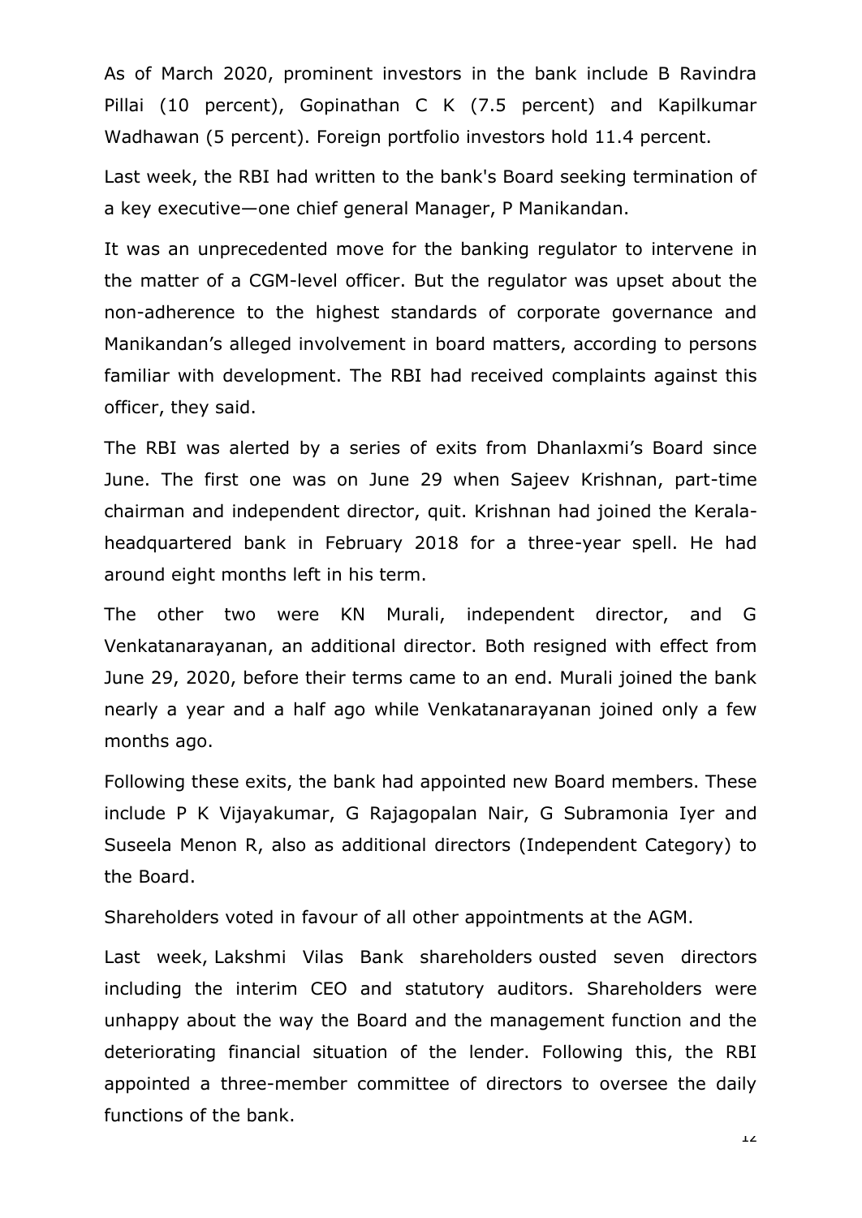As of March 2020, prominent investors in the bank include B Ravindra Pillai (10 percent), Gopinathan C K (7.5 percent) and Kapilkumar Wadhawan (5 percent). Foreign portfolio investors hold 11.4 percent.

Last week, the RBI had written to the bank's Board seeking termination of a key executive—one chief general Manager, P Manikandan.

It was an unprecedented move for the banking regulator to intervene in the matter of a CGM-level officer. But the regulator was upset about the non-adherence to the highest standards of corporate governance and Manikandan's alleged involvement in board matters, according to persons familiar with development. The RBI had received complaints against this officer, they said.

The RBI was alerted by a series of exits from Dhanlaxmi's Board since June. The first one was on June 29 when Sajeev Krishnan, part-time chairman and independent director, quit. Krishnan had joined the Kerala-headquartered bank in February 2018 for a three-year spell. He had around eight months left in his term.

The other two were KN Murali, independent director, and G Venkatanarayanan, an additional director. Both resigned with effect from June 29, 2020, before their terms came to an end. Murali joined the bank nearly a year and a half ago while Venkatanarayanan joined only a few months ago.

Following these exits, the bank had appointed new Board members. These include P K Vijayakumar, G Rajagopalan Nair, G Subramonia Iyer and Suseela Menon R, also as additional directors (Independent Category) to the Board.

Shareholders voted in favour of all other appointments at the AGM.

Last week, Lakshmi Vilas Bank shareholders ousted seven directors including the interim CEO and statutory auditors. Shareholders were unhappy about the way the Board and the management function and the deteriorating financial situation of the lender. Following this, the RBI appointed a three-member committee of directors to oversee the daily functions of the bank.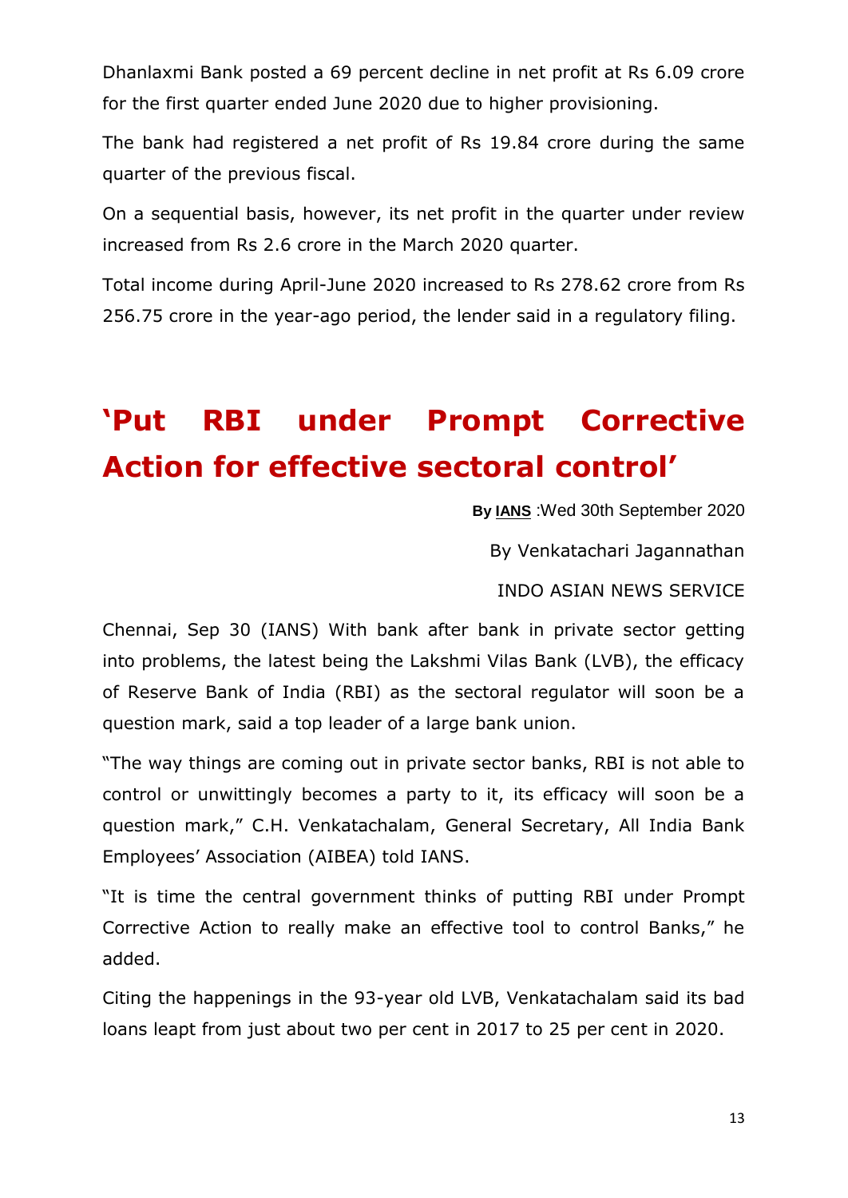Dhanlaxmi Bank posted a 69 percent decline in net profit at Rs 6.09 crore for the first quarter ended June 2020 due to higher provisioning.

The bank had registered a net profit of Rs 19.84 crore during the same quarter of the previous fiscal.

On a sequential basis, however, its net profit in the quarter under review increased from Rs 2.6 crore in the March 2020 quarter.

Total income during April-June 2020 increased to Rs 278.62 crore from Rs 256.75 crore in the year-ago period, the lender said in a regulatory filing.

# 'Put RBI under Prompt Corrective Action for effective sectoral control'

**By IANS** :Wed 30th September 2020

By Venkatachari Jagannathan

INDO ASIAN NEWS SERVICE

Chennai, Sep 30 (IANS) With bank after bank in private sector getting into problems, the latest being the Lakshmi Vilas Bank (LVB), the efficacy of Reserve Bank of India (RBI) as the sectoral regulator will soon be a question mark, said a top leader of a large bank union.

"The way things are coming out in private sector banks, RBI is not able to control or unwittingly becomes a party to it, its efficacy will soon be a question mark," C.H. Venkatachalam, General Secretary, All India Bank Employees' Association (AIBEA) told IANS.

"It is time the central government thinks of putting RBI under Prompt Corrective Action to really make an effective tool to control Banks," he added.

Citing the happenings in the 93-year old LVB, Venkatachalam said its bad loans leapt from just about two per cent in 2017 to 25 per cent in 2020.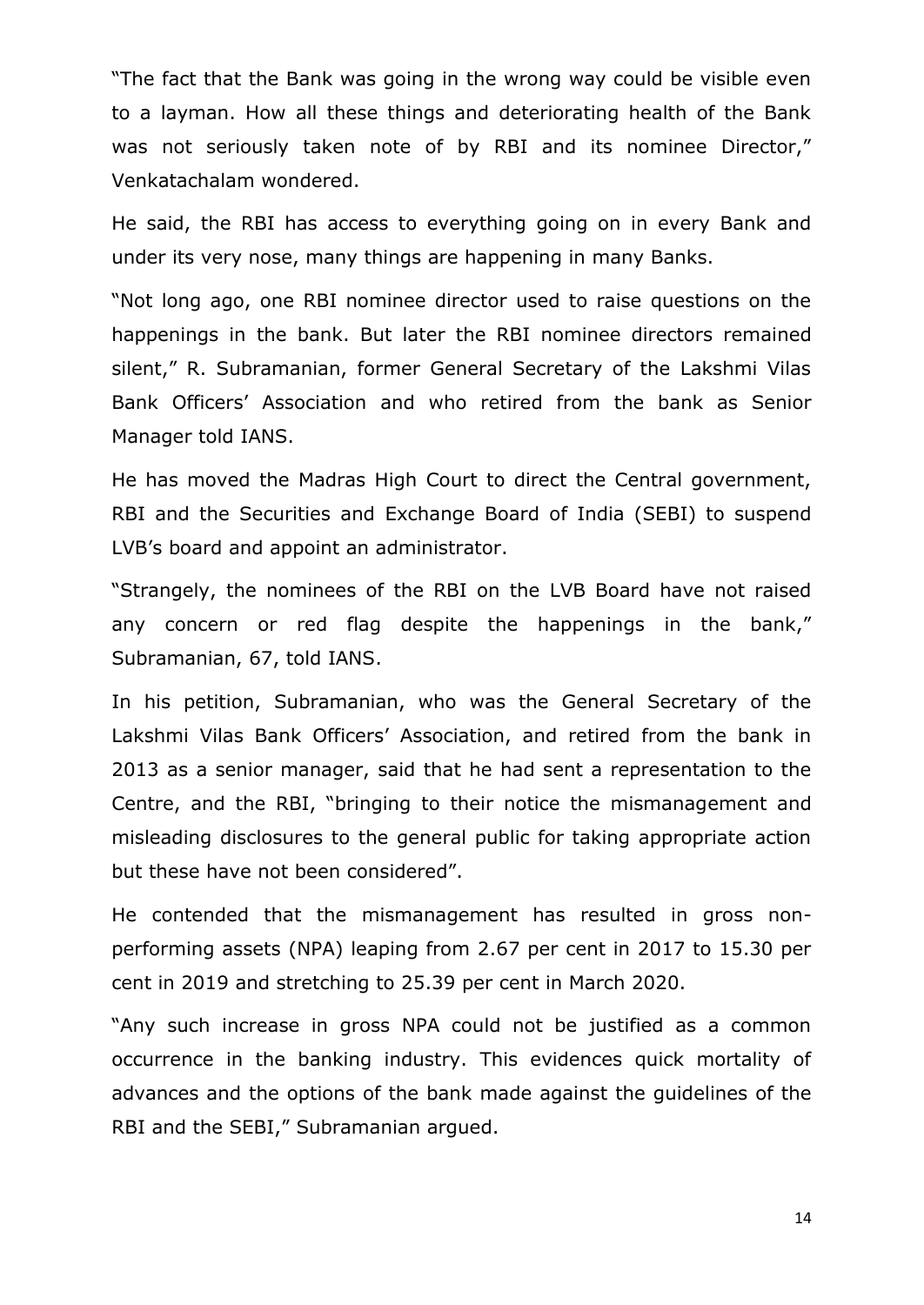"The fact that the Bank was going in the wrong way could be visible even to a layman. How all these things and deteriorating health of the Bank was not seriously taken note of by RBI and its nominee Director," Venkatachalam wondered.

He said, the RBI has access to everything going on in every Bank and under its very nose, many things are happening in many Banks.

"Not long ago, one RBI nominee director used to raise questions on the happenings in the bank. But later the RBI nominee directors remained silent," R. Subramanian, former General Secretary of the Lakshmi Vilas Bank Officers' Association and who retired from the bank as Senior Manager told IANS.

He has moved the Madras High Court to direct the Central government, RBI and the Securities and Exchange Board of India (SEBI) to suspend LVB's board and appoint an administrator.

"Strangely, the nominees of the RBI on the LVB Board have not raised any concern or red flag despite the happenings in the bank," Subramanian, 67, told IANS.

In his petition, Subramanian, who was the General Secretary of the Lakshmi Vilas Bank Officers' Association, and retired from the bank in 2013 as a senior manager, said that he had sent a representation to the Centre, and the RBI, "bringing to their notice the mismanagement and misleading disclosures to the general public for taking appropriate action but these have not been considered".

He contended that the mismanagement has resulted in gross non-performing assets (NPA) leaping from 2.67 per cent in 2017 to 15.30 per cent in 2019 and stretching to 25.39 per cent in March 2020.

"Any such increase in gross NPA could not be justified as a common occurrence in the banking industry. This evidences quick mortality of advances and the options of the bank made against the guidelines of the RBI and the SEBI," Subramanian argued.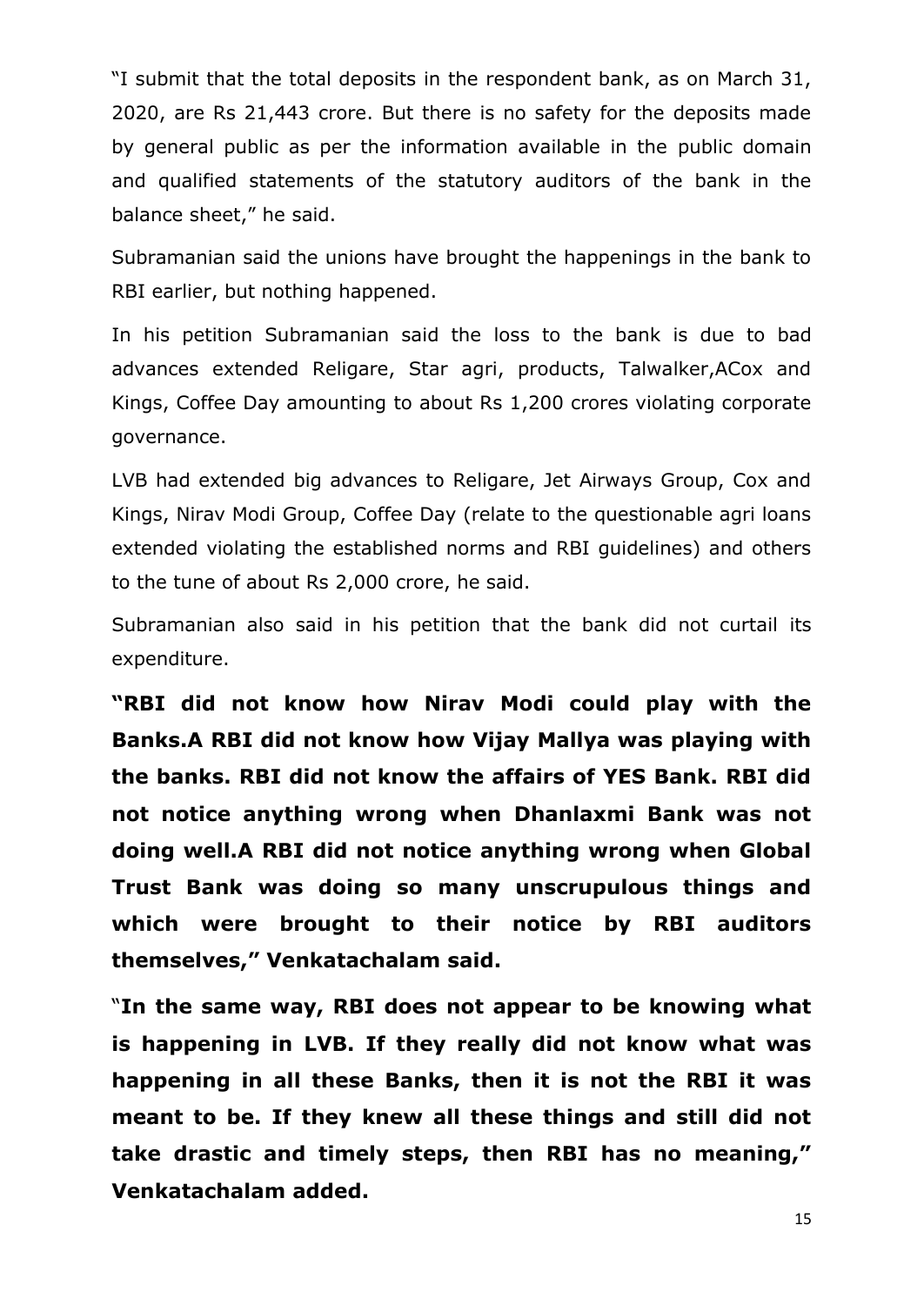"I submit that the total deposits in the respondent bank, as on March 31, 2020, are Rs 21,443 crore. But there is no safety for the deposits made by general public as per the information available in the public domain and qualified statements of the statutory auditors of the bank in the balance sheet," he said.

Subramanian said the unions have brought the happenings in the bank to RBI earlier, but nothing happened.

In his petition Subramanian said the loss to the bank is due to bad advances extended Religare, Star agri, products, Talwalker,ACox and Kings, Coffee Day amounting to about Rs 1,200 crores violating corporate governance.

LVB had extended big advances to Religare, Jet Airways Group, Cox and Kings, Nirav Modi Group, Coffee Day (relate to the questionable agri loans extended violating the established norms and RBI guidelines) and others to the tune of about Rs 2,000 crore, he said.

Subramanian also said in his petition that the bank did not curtail its expenditure.

**"RBI did not know how Nirav Modi could play with the Banks.A RBI did not know how Vijay Mallya was playing with the banks. RBI did not know the affairs of YES Bank. RBI did not notice anything wrong when Dhanlaxmi Bank was not doing well.A RBI did not notice anything wrong when Global Trust Bank was doing so many unscrupulous things and which were brought to their notice by RBI auditors themselves," Venkatachalam said.**

"**In the same way, RBI does not appear to be knowing what is happening in LVB. If they really did not know what was happening in all these Banks, then it is not the RBI it was meant to be. If they knew all these things and still did not take drastic and timely steps, then RBI has no meaning," Venkatachalam added.**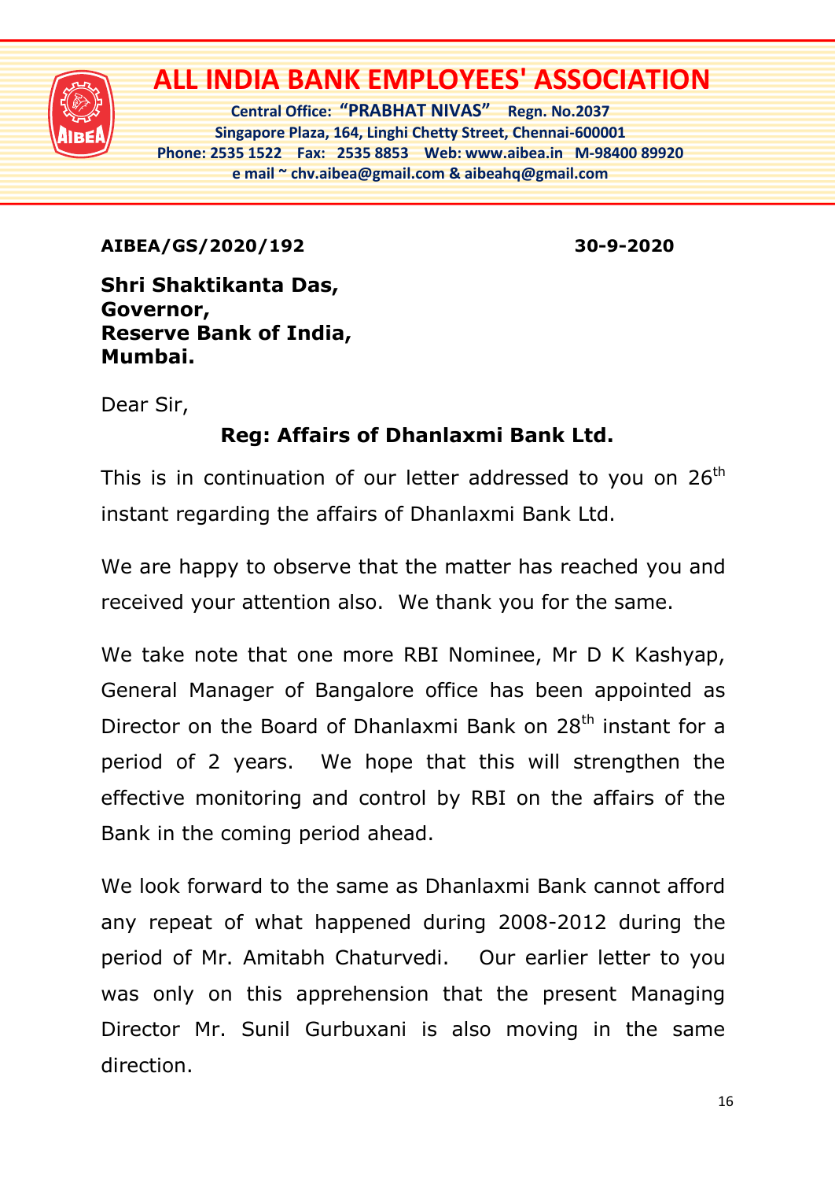# ALL INDIA BANK EMPLOYEES' ASSOCIATION

**Central Office: "PRABHAT NIVAS" Regn. No.2037**
**Singapore Plaza, 164, Linghi Chetty Street, Chennai-600001**
**Phone: 2535 1522 Fax: 2535 8853 Web: www.aibea.in M-98400 89920**
**e mail ~ chv.aibea@gmail.com & aibeahq@gmail.com**

**AIBEA/GS/2020/192** **30-9-2020**

**Shri Shaktikanta Das,**
**Governor,**
**Reserve Bank of India,**
**Mumbai.**

Dear Sir,

**Reg: Affairs of Dhanlaxmi Bank Ltd.**

This is in continuation of our letter addressed to you on 26th instant regarding the affairs of Dhanlaxmi Bank Ltd.

We are happy to observe that the matter has reached you and received your attention also. We thank you for the same.

We take note that one more RBI Nominee, Mr D K Kashyap, General Manager of Bangalore office has been appointed as Director on the Board of Dhanlaxmi Bank on 28th instant for a period of 2 years. We hope that this will strengthen the effective monitoring and control by RBI on the affairs of the Bank in the coming period ahead.

We look forward to the same as Dhanlaxmi Bank cannot afford any repeat of what happened during 2008-2012 during the period of Mr. Amitabh Chaturvedi. Our earlier letter to you was only on this apprehension that the present Managing Director Mr. Sunil Gurbuxani is also moving in the same direction.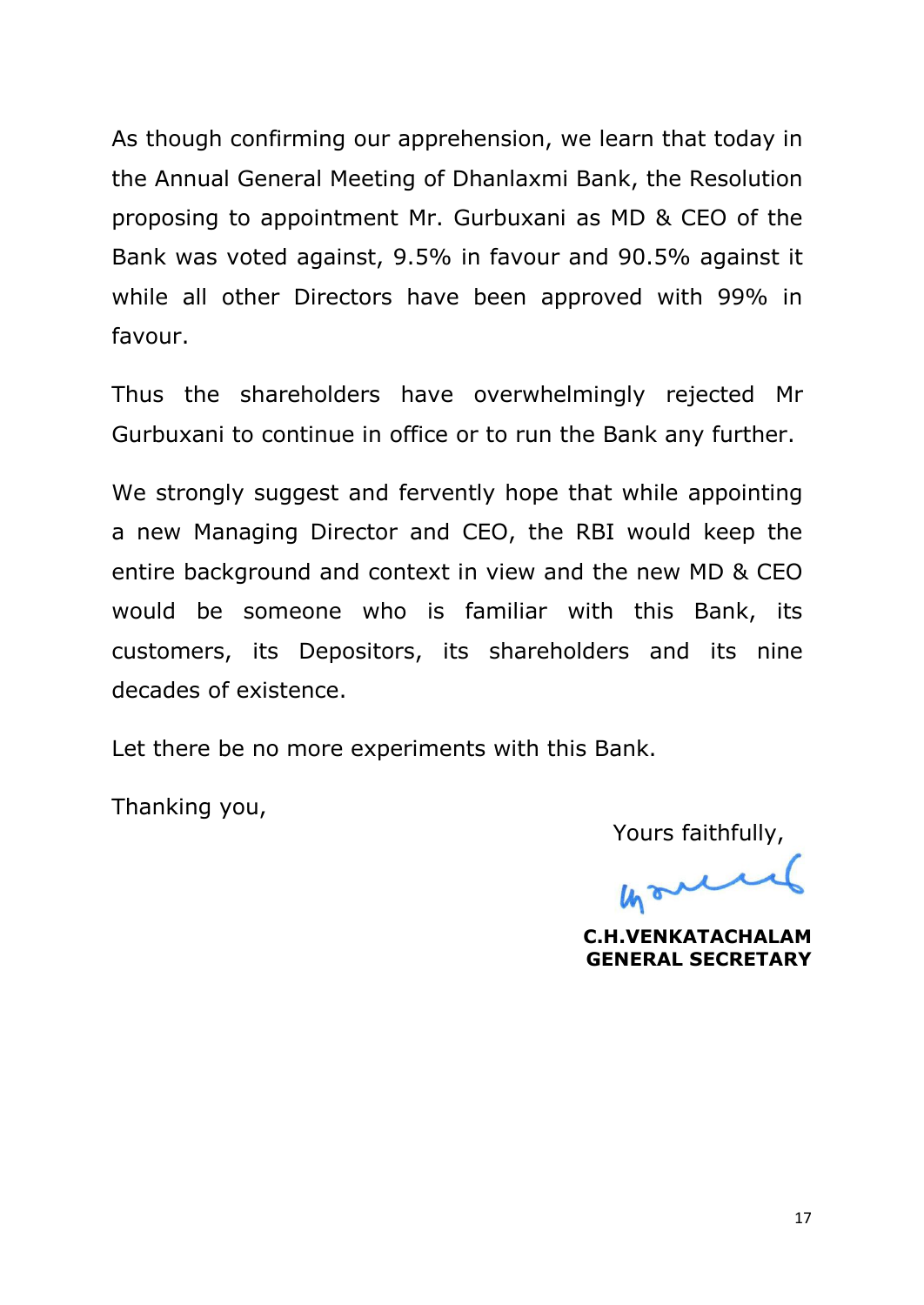As though confirming our apprehension, we learn that today in the Annual General Meeting of Dhanlaxmi Bank, the Resolution proposing to appointment Mr. Gurbuxani as MD & CEO of the Bank was voted against, 9.5% in favour and 90.5% against it while all other Directors have been approved with 99% in favour.

Thus the shareholders have overwhelmingly rejected Mr Gurbuxani to continue in office or to run the Bank any further.

We strongly suggest and fervently hope that while appointing a new Managing Director and CEO, the RBI would keep the entire background and context in view and the new MD & CEO would be someone who is familiar with this Bank, its customers, its Depositors, its shareholders and its nine decades of existence.

Let there be no more experiments with this Bank.

Thanking you,

Yours faithfully,

**C.H.VENKATACHALAM**
**GENERAL SECRETARY**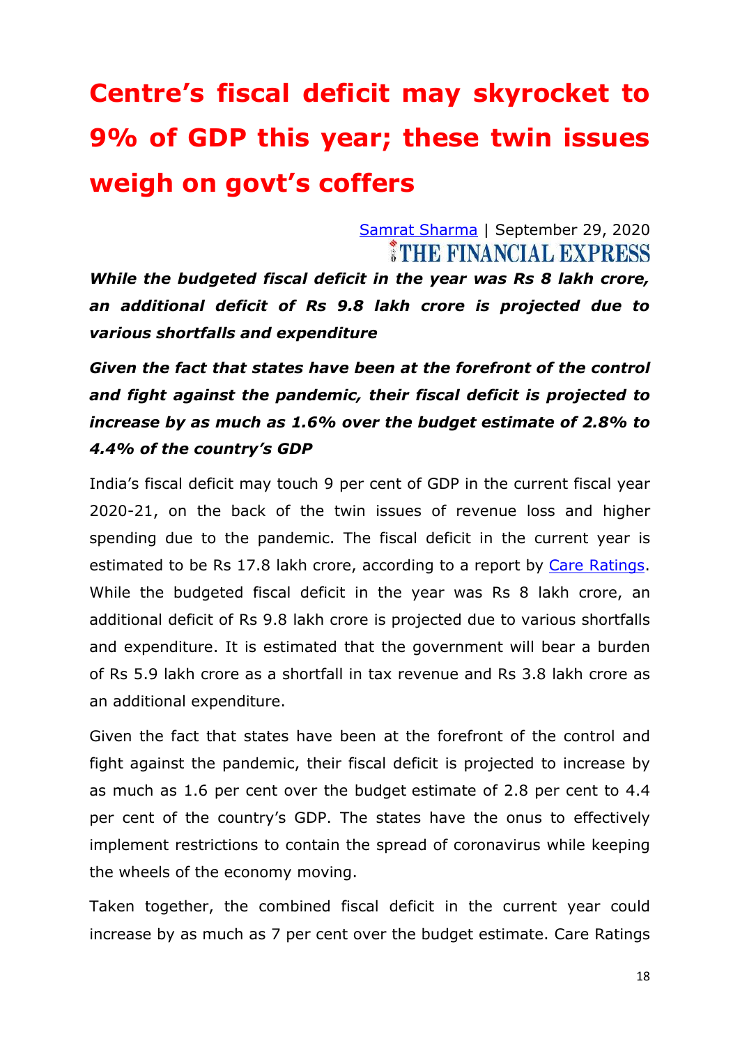# Centre's fiscal deficit may skyrocket to 9% of GDP this year; these twin issues weigh on govt's coffers

[Samrat Sharma](#) | September 29, 2020

THE FINANCIAL EXPRESS

***While the budgeted fiscal deficit in the year was Rs 8 lakh crore, an additional deficit of Rs 9.8 lakh crore is projected due to various shortfalls and expenditure***

***Given the fact that states have been at the forefront of the control and fight against the pandemic, their fiscal deficit is projected to increase by as much as 1.6% over the budget estimate of 2.8% to 4.4% of the country's GDP***

India's fiscal deficit may touch 9 per cent of GDP in the current fiscal year 2020-21, on the back of the twin issues of revenue loss and higher spending due to the pandemic. The fiscal deficit in the current year is estimated to be Rs 17.8 lakh crore, according to a report by [Care Ratings](#). While the budgeted fiscal deficit in the year was Rs 8 lakh crore, an additional deficit of Rs 9.8 lakh crore is projected due to various shortfalls and expenditure. It is estimated that the government will bear a burden of Rs 5.9 lakh crore as a shortfall in tax revenue and Rs 3.8 lakh crore as an additional expenditure.

Given the fact that states have been at the forefront of the control and fight against the pandemic, their fiscal deficit is projected to increase by as much as 1.6 per cent over the budget estimate of 2.8 per cent to 4.4 per cent of the country's GDP. The states have the onus to effectively implement restrictions to contain the spread of coronavirus while keeping the wheels of the economy moving.

Taken together, the combined fiscal deficit in the current year could increase by as much as 7 per cent over the budget estimate. Care Ratings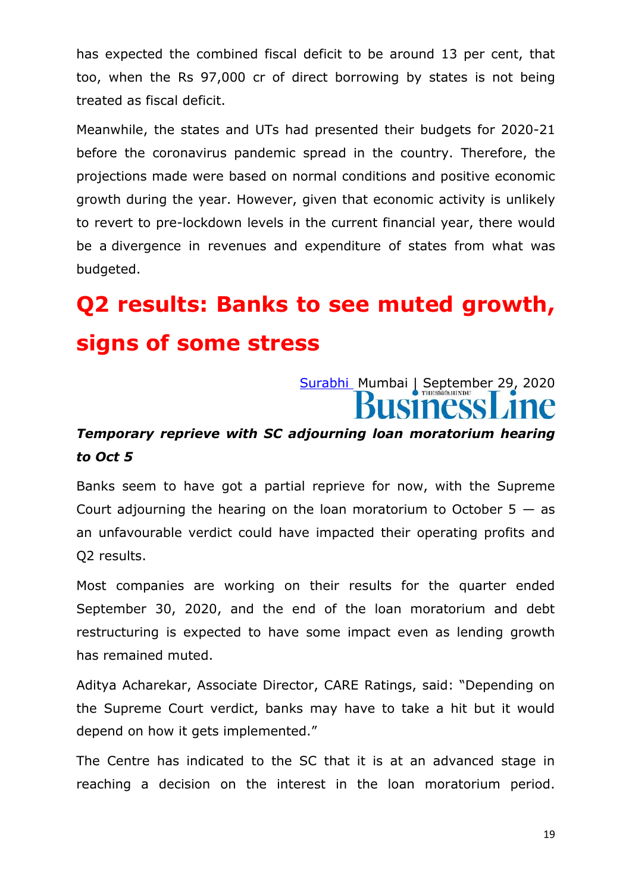has expected the combined fiscal deficit to be around 13 per cent, that too, when the Rs 97,000 cr of direct borrowing by states is not being treated as fiscal deficit.

Meanwhile, the states and UTs had presented their budgets for 2020-21 before the coronavirus pandemic spread in the country. Therefore, the projections made were based on normal conditions and positive economic growth during the year. However, given that economic activity is unlikely to revert to pre-lockdown levels in the current financial year, there would be a divergence in revenues and expenditure of states from what was budgeted.

# Q2 results: Banks to see muted growth, signs of some stress

Surabhi Mumbai | September 29, 2020

BusinessLine

***Temporary reprieve with SC adjourning loan moratorium hearing to Oct 5***

Banks seem to have got a partial reprieve for now, with the Supreme Court adjourning the hearing on the loan moratorium to October 5 — as an unfavourable verdict could have impacted their operating profits and Q2 results.

Most companies are working on their results for the quarter ended September 30, 2020, and the end of the loan moratorium and debt restructuring is expected to have some impact even as lending growth has remained muted.

Aditya Acharekar, Associate Director, CARE Ratings, said: "Depending on the Supreme Court verdict, banks may have to take a hit but it would depend on how it gets implemented."

The Centre has indicated to the SC that it is at an advanced stage in reaching a decision on the interest in the loan moratorium period.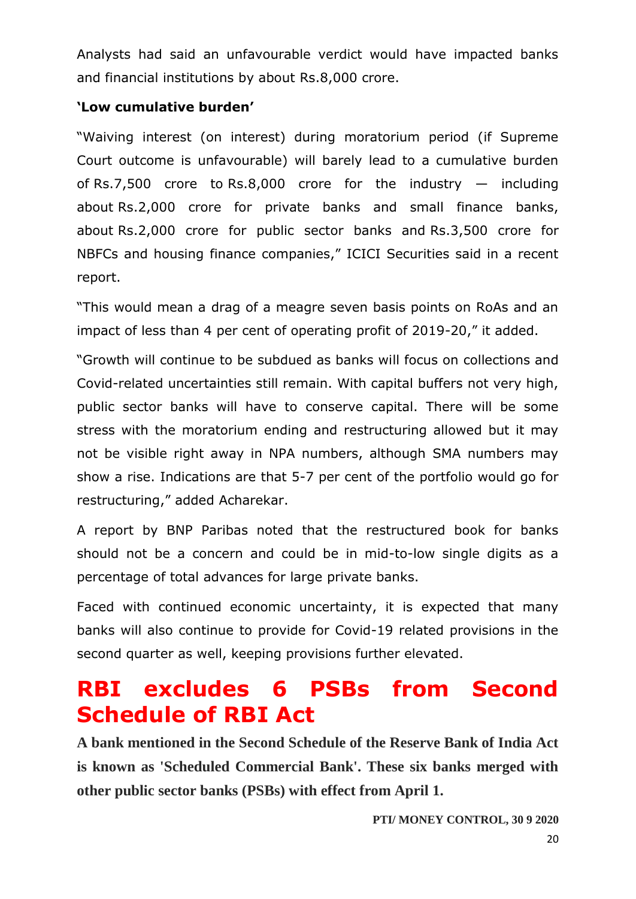Analysts had said an unfavourable verdict would have impacted banks and financial institutions by about Rs.8,000 crore.

**'Low cumulative burden'**

"Waiving interest (on interest) during moratorium period (if Supreme Court outcome is unfavourable) will barely lead to a cumulative burden of Rs.7,500 crore to Rs.8,000 crore for the industry — including about Rs.2,000 crore for private banks and small finance banks, about Rs.2,000 crore for public sector banks and Rs.3,500 crore for NBFCs and housing finance companies," ICICI Securities said in a recent report.

"This would mean a drag of a meagre seven basis points on RoAs and an impact of less than 4 per cent of operating profit of 2019-20," it added.

"Growth will continue to be subdued as banks will focus on collections and Covid-related uncertainties still remain. With capital buffers not very high, public sector banks will have to conserve capital. There will be some stress with the moratorium ending and restructuring allowed but it may not be visible right away in NPA numbers, although SMA numbers may show a rise. Indications are that 5-7 per cent of the portfolio would go for restructuring," added Acharekar.

A report by BNP Paribas noted that the restructured book for banks should not be a concern and could be in mid-to-low single digits as a percentage of total advances for large private banks.

Faced with continued economic uncertainty, it is expected that many banks will also continue to provide for Covid-19 related provisions in the second quarter as well, keeping provisions further elevated.

# RBI excludes 6 PSBs from Second Schedule of RBI Act

**A bank mentioned in the Second Schedule of the Reserve Bank of India Act is known as 'Scheduled Commercial Bank'. These six banks merged with other public sector banks (PSBs) with effect from April 1.**

**PTI/ MONEY CONTROL, 30 9 2020**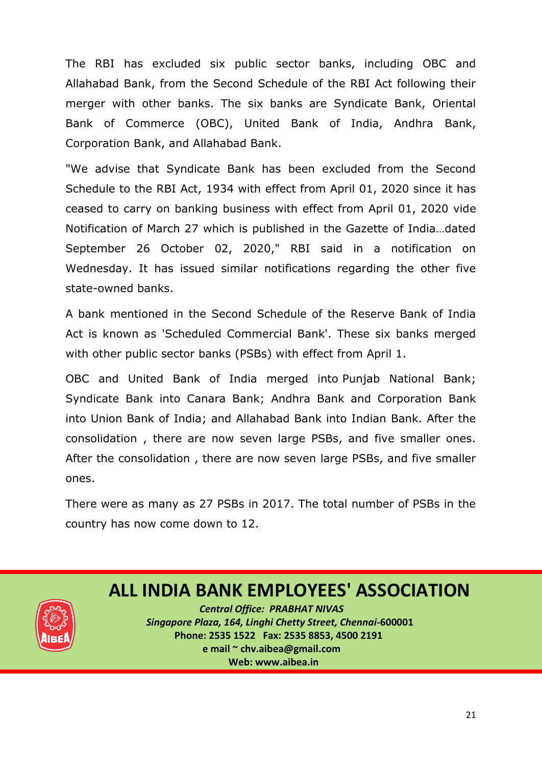The RBI has excluded six public sector banks, including OBC and Allahabad Bank, from the Second Schedule of the RBI Act following their merger with other banks. The six banks are Syndicate Bank, Oriental Bank of Commerce (OBC), United Bank of India, Andhra Bank, Corporation Bank, and Allahabad Bank.

"We advise that Syndicate Bank has been excluded from the Second Schedule to the RBI Act, 1934 with effect from April 01, 2020 since it has ceased to carry on banking business with effect from April 01, 2020 vide Notification of March 27 which is published in the Gazette of India…dated September 26 October 02, 2020," RBI said in a notification on Wednesday. It has issued similar notifications regarding the other five state-owned banks.

A bank mentioned in the Second Schedule of the Reserve Bank of India Act is known as 'Scheduled Commercial Bank'. These six banks merged with other public sector banks (PSBs) with effect from April 1.

OBC and United Bank of India merged into Punjab National Bank; Syndicate Bank into Canara Bank; Andhra Bank and Corporation Bank into Union Bank of India; and Allahabad Bank into Indian Bank. After the consolidation , there are now seven large PSBs, and five smaller ones. After the consolidation , there are now seven large PSBs, and five smaller ones.

There were as many as 27 PSBs in 2017. The total number of PSBs in the country has now come down to 12.

## ALL INDIA BANK EMPLOYEES' ASSOCIATION

***Central Office: PRABHAT NIVAS***
***Singapore Plaza, 164, Linghi Chetty Street, Chennai*-600001**
**Phone: 2535 1522 Fax: 2535 8853, 4500 2191**
**e mail ~ chv.aibea@gmail.com**
**Web: www.aibea.in**